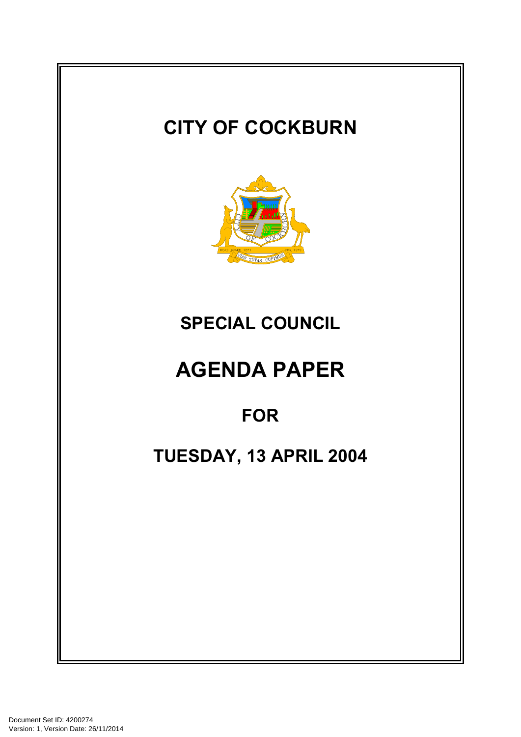# CITY OF COCKBURN

## SPECIAL COUNCIL

# AGENDA PAPER

## FOR

## TUESDAY, 13 APRIL 2004

Document Set ID: 4200274
Version: 1, Version Date: 26/11/2014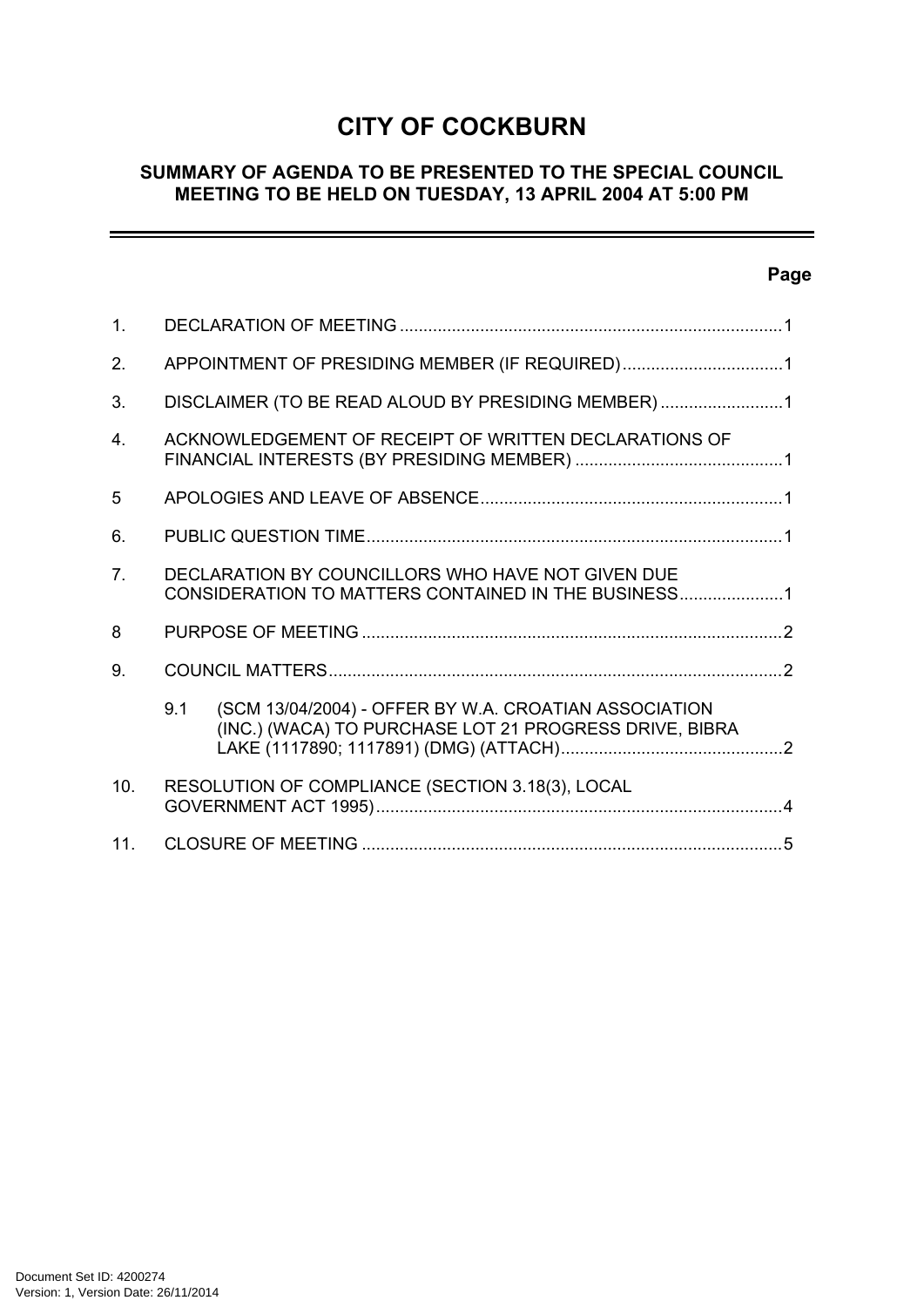# CITY OF COCKBURN

## SUMMARY OF AGENDA TO BE PRESENTED TO THE SPECIAL COUNCIL MEETING TO BE HELD ON TUESDAY, 13 APRIL 2004 AT 5:00 PM

---

| | | Page |
|---|---|---|
| 1. | DECLARATION OF MEETING | 1 |
| 2. | APPOINTMENT OF PRESIDING MEMBER (IF REQUIRED) | 1 |
| 3. | DISCLAIMER (TO BE READ ALOUD BY PRESIDING MEMBER) | 1 |
| 4. | ACKNOWLEDGEMENT OF RECEIPT OF WRITTEN DECLARATIONS OF FINANCIAL INTERESTS (BY PRESIDING MEMBER) | 1 |
| 5 | APOLOGIES AND LEAVE OF ABSENCE | 1 |
| 6. | PUBLIC QUESTION TIME | 1 |
| 7. | DECLARATION BY COUNCILLORS WHO HAVE NOT GIVEN DUE CONSIDERATION TO MATTERS CONTAINED IN THE BUSINESS | 1 |
| 8 | PURPOSE OF MEETING | 2 |
| 9. | COUNCIL MATTERS | 2 |
| | 9.1 (SCM 13/04/2004) - OFFER BY W.A. CROATIAN ASSOCIATION (INC.) (WACA) TO PURCHASE LOT 21 PROGRESS DRIVE, BIBRA LAKE (1117890; 1117891) (DMG) (ATTACH) | 2 |
| 10. | RESOLUTION OF COMPLIANCE (SECTION 3.18(3), LOCAL GOVERNMENT ACT 1995) | 4 |
| 11. | CLOSURE OF MEETING | 5 |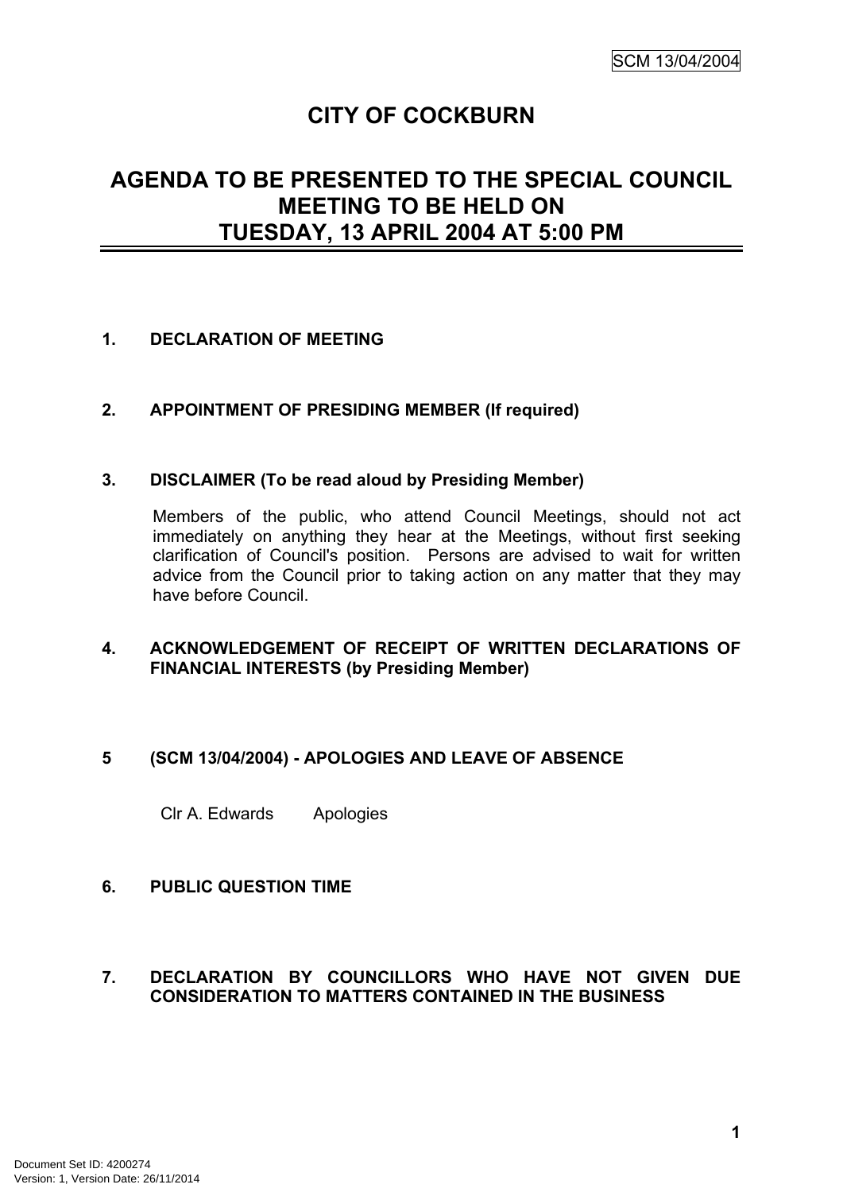# CITY OF COCKBURN

## AGENDA TO BE PRESENTED TO THE SPECIAL COUNCIL MEETING TO BE HELD ON TUESDAY, 13 APRIL 2004 AT 5:00 PM

**1. DECLARATION OF MEETING**

**2. APPOINTMENT OF PRESIDING MEMBER (If required)**

**3. DISCLAIMER (To be read aloud by Presiding Member)**

Members of the public, who attend Council Meetings, should not act immediately on anything they hear at the Meetings, without first seeking clarification of Council's position. Persons are advised to wait for written advice from the Council prior to taking action on any matter that they may have before Council.

**4. ACKNOWLEDGEMENT OF RECEIPT OF WRITTEN DECLARATIONS OF FINANCIAL INTERESTS (by Presiding Member)**

**5 (SCM 13/04/2004) - APOLOGIES AND LEAVE OF ABSENCE**

Clr A. Edwards Apologies

**6. PUBLIC QUESTION TIME**

**7. DECLARATION BY COUNCILLORS WHO HAVE NOT GIVEN DUE CONSIDERATION TO MATTERS CONTAINED IN THE BUSINESS**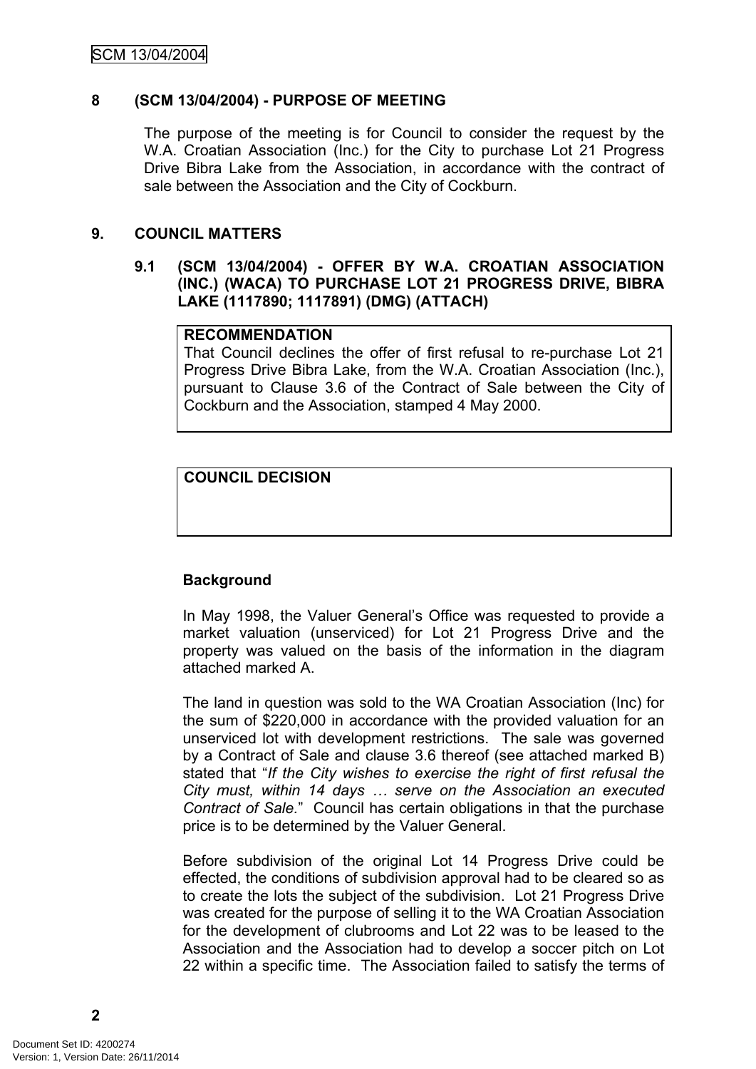## 8 (SCM 13/04/2004) - PURPOSE OF MEETING

The purpose of the meeting is for Council to consider the request by the W.A. Croatian Association (Inc.) for the City to purchase Lot 21 Progress Drive Bibra Lake from the Association, in accordance with the contract of sale between the Association and the City of Cockburn.

## 9. COUNCIL MATTERS

### 9.1 (SCM 13/04/2004) - OFFER BY W.A. CROATIAN ASSOCIATION (INC.) (WACA) TO PURCHASE LOT 21 PROGRESS DRIVE, BIBRA LAKE (1117890; 1117891) (DMG) (ATTACH)

**RECOMMENDATION**

That Council declines the offer of first refusal to re-purchase Lot 21 Progress Drive Bibra Lake, from the W.A. Croatian Association (Inc.), pursuant to Clause 3.6 of the Contract of Sale between the City of Cockburn and the Association, stamped 4 May 2000.

**COUNCIL DECISION**

**Background**

In May 1998, the Valuer General's Office was requested to provide a market valuation (unserviced) for Lot 21 Progress Drive and the property was valued on the basis of the information in the diagram attached marked A.

The land in question was sold to the WA Croatian Association (Inc) for the sum of $220,000 in accordance with the provided valuation for an unserviced lot with development restrictions. The sale was governed by a Contract of Sale and clause 3.6 thereof (see attached marked B) stated that "*If the City wishes to exercise the right of first refusal the City must, within 14 days … serve on the Association an executed Contract of Sale.*" Council has certain obligations in that the purchase price is to be determined by the Valuer General.

Before subdivision of the original Lot 14 Progress Drive could be effected, the conditions of subdivision approval had to be cleared so as to create the lots the subject of the subdivision. Lot 21 Progress Drive was created for the purpose of selling it to the WA Croatian Association for the development of clubrooms and Lot 22 was to be leased to the Association and the Association had to develop a soccer pitch on Lot 22 within a specific time. The Association failed to satisfy the terms of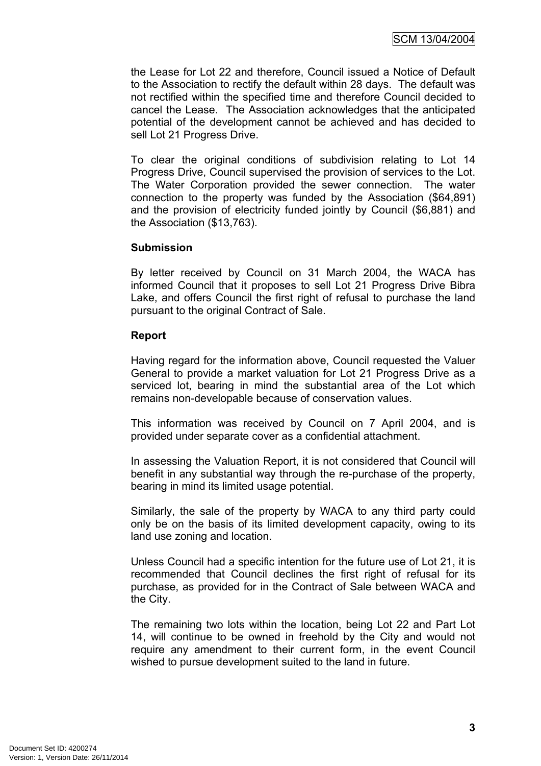the Lease for Lot 22 and therefore, Council issued a Notice of Default to the Association to rectify the default within 28 days. The default was not rectified within the specified time and therefore Council decided to cancel the Lease. The Association acknowledges that the anticipated potential of the development cannot be achieved and has decided to sell Lot 21 Progress Drive.

To clear the original conditions of subdivision relating to Lot 14 Progress Drive, Council supervised the provision of services to the Lot. The Water Corporation provided the sewer connection. The water connection to the property was funded by the Association ($64,891) and the provision of electricity funded jointly by Council ($6,881) and the Association ($13,763).

**Submission**

By letter received by Council on 31 March 2004, the WACA has informed Council that it proposes to sell Lot 21 Progress Drive Bibra Lake, and offers Council the first right of refusal to purchase the land pursuant to the original Contract of Sale.

**Report**

Having regard for the information above, Council requested the Valuer General to provide a market valuation for Lot 21 Progress Drive as a serviced lot, bearing in mind the substantial area of the Lot which remains non-developable because of conservation values.

This information was received by Council on 7 April 2004, and is provided under separate cover as a confidential attachment.

In assessing the Valuation Report, it is not considered that Council will benefit in any substantial way through the re-purchase of the property, bearing in mind its limited usage potential.

Similarly, the sale of the property by WACA to any third party could only be on the basis of its limited development capacity, owing to its land use zoning and location.

Unless Council had a specific intention for the future use of Lot 21, it is recommended that Council declines the first right of refusal for its purchase, as provided for in the Contract of Sale between WACA and the City.

The remaining two lots within the location, being Lot 22 and Part Lot 14, will continue to be owned in freehold by the City and would not require any amendment to their current form, in the event Council wished to pursue development suited to the land in future.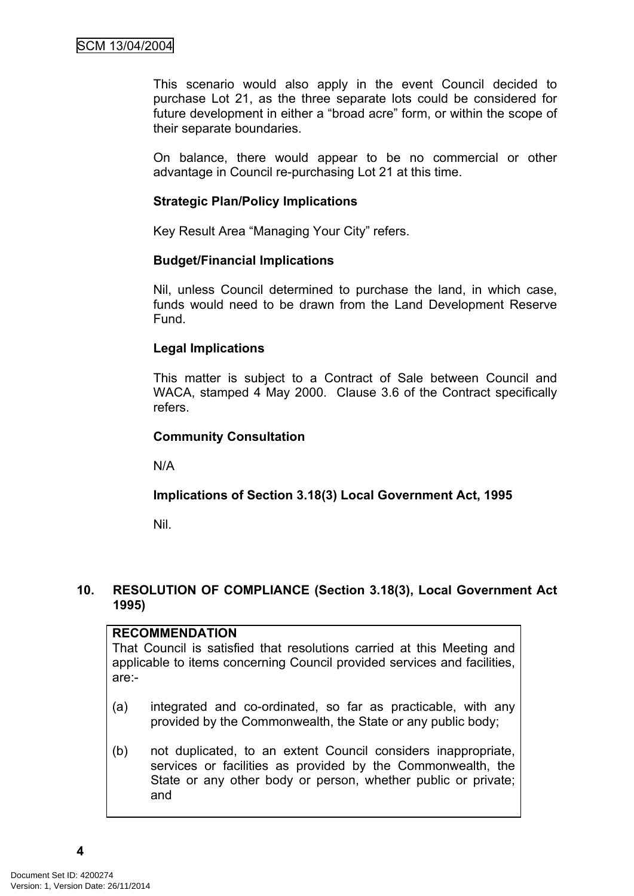This scenario would also apply in the event Council decided to purchase Lot 21, as the three separate lots could be considered for future development in either a “broad acre” form, or within the scope of their separate boundaries.

On balance, there would appear to be no commercial or other advantage in Council re-purchasing Lot 21 at this time.

**Strategic Plan/Policy Implications**

Key Result Area “Managing Your City” refers.

**Budget/Financial Implications**

Nil, unless Council determined to purchase the land, in which case, funds would need to be drawn from the Land Development Reserve Fund.

**Legal Implications**

This matter is subject to a Contract of Sale between Council and WACA, stamped 4 May 2000. Clause 3.6 of the Contract specifically refers.

**Community Consultation**

N/A

**Implications of Section 3.18(3) Local Government Act, 1995**

Nil.

## 10. RESOLUTION OF COMPLIANCE (Section 3.18(3), Local Government Act 1995)

**RECOMMENDATION**

That Council is satisfied that resolutions carried at this Meeting and applicable to items concerning Council provided services and facilities, are:-

(a) integrated and co-ordinated, so far as practicable, with any provided by the Commonwealth, the State or any public body;

(b) not duplicated, to an extent Council considers inappropriate, services or facilities as provided by the Commonwealth, the State or any other body or person, whether public or private; and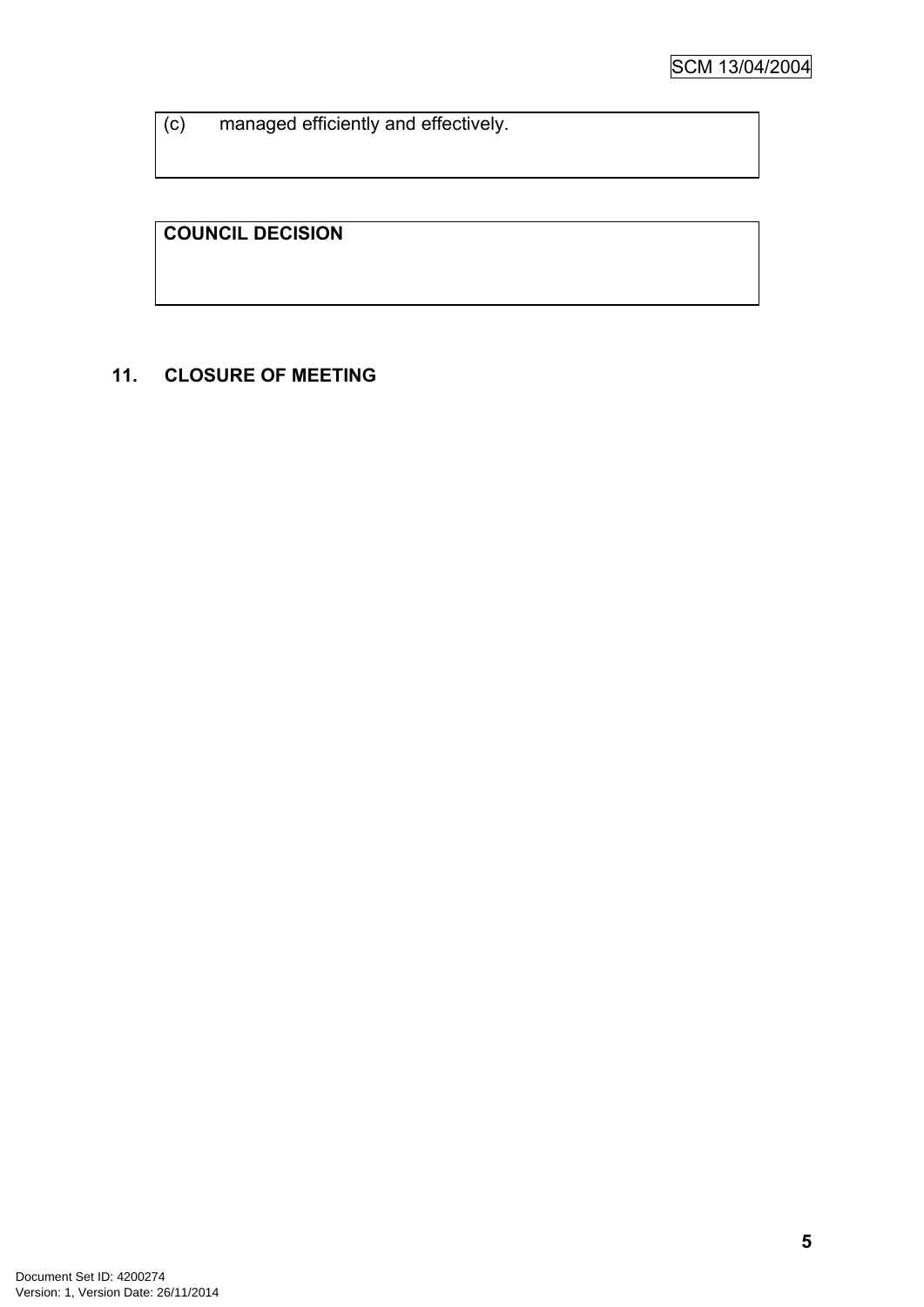(c) managed efficiently and effectively.

**COUNCIL DECISION**

## 11. CLOSURE OF MEETING

Document Set ID: 4200274
Version: 1, Version Date: 26/11/2014